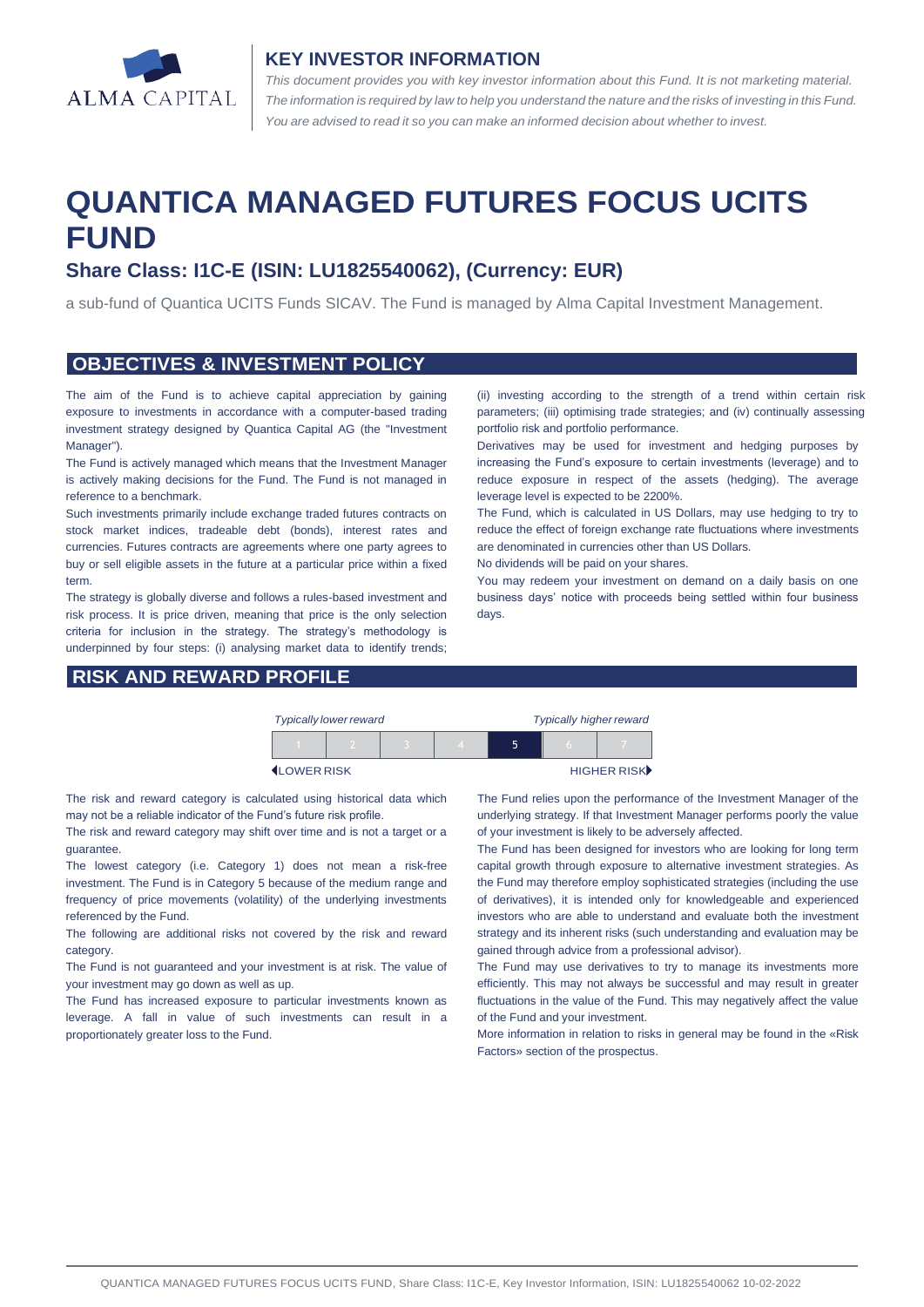ALMA CAPITAL

## KEY INVESTOR INFORMATION

*This document provides you with key investor information about this Fund. It is not marketing material. The information is required by law to help you understand the nature and the risks of investing in this Fund. You are advised to read it so you can make an informed decision about whether to invest.*

# QUANTICA MANAGED FUTURES FOCUS UCITS FUND

### Share Class: I1C-E (ISIN: LU1825540062), (Currency: EUR)

a sub-fund of Quantica UCITS Funds SICAV. The Fund is managed by Alma Capital Investment Management.

## OBJECTIVES & INVESTMENT POLICY

The aim of the Fund is to achieve capital appreciation by gaining exposure to investments in accordance with a computer-based trading investment strategy designed by Quantica Capital AG (the "Investment Manager").

The Fund is actively managed which means that the Investment Manager is actively making decisions for the Fund. The Fund is not managed in reference to a benchmark.

Such investments primarily include exchange traded futures contracts on stock market indices, tradeable debt (bonds), interest rates and currencies. Futures contracts are agreements where one party agrees to buy or sell eligible assets in the future at a particular price within a fixed term.

The strategy is globally diverse and follows a rules-based investment and risk process. It is price driven, meaning that price is the only selection criteria for inclusion in the strategy. The strategy's methodology is underpinned by four steps: (i) analysing market data to identify trends; (ii) investing according to the strength of a trend within certain risk parameters; (iii) optimising trade strategies; and (iv) continually assessing portfolio risk and portfolio performance.

Derivatives may be used for investment and hedging purposes by increasing the Fund's exposure to certain investments (leverage) and to reduce exposure in respect of the assets (hedging). The average leverage level is expected to be 2200%.

The Fund, which is calculated in US Dollars, may use hedging to try to reduce the effect of foreign exchange rate fluctuations where investments are denominated in currencies other than US Dollars.

No dividends will be paid on your shares.

You may redeem your investment on demand on a daily basis on one business days' notice with proceeds being settled within four business days.

## RISK AND REWARD PROFILE

| *Typically lower reward* | | | | | | *Typically higher reward* |
|---|---|---|---|---|---|---|
| 1 | 2 | 3 | 4 | **5** | 6 | 7 |
| LOWER RISK | | | | | | HIGHER RISK |

The risk and reward category is calculated using historical data which may not be a reliable indicator of the Fund's future risk profile.

The risk and reward category may shift over time and is not a target or a guarantee.

The lowest category (i.e. Category 1) does not mean a risk-free investment. The Fund is in Category 5 because of the medium range and frequency of price movements (volatility) of the underlying investments referenced by the Fund.

The following are additional risks not covered by the risk and reward category.

The Fund is not guaranteed and your investment is at risk. The value of your investment may go down as well as up.

The Fund has increased exposure to particular investments known as leverage. A fall in value of such investments can result in a proportionately greater loss to the Fund.

The Fund relies upon the performance of the Investment Manager of the underlying strategy. If that Investment Manager performs poorly the value of your investment is likely to be adversely affected.

The Fund has been designed for investors who are looking for long term capital growth through exposure to alternative investment strategies. As the Fund may therefore employ sophisticated strategies (including the use of derivatives), it is intended only for knowledgeable and experienced investors who are able to understand and evaluate both the investment strategy and its inherent risks (such understanding and evaluation may be gained through advice from a professional advisor).

The Fund may use derivatives to try to manage its investments more efficiently. This may not always be successful and may result in greater fluctuations in the value of the Fund. This may negatively affect the value of the Fund and your investment.

More information in relation to risks in general may be found in the «Risk Factors» section of the prospectus.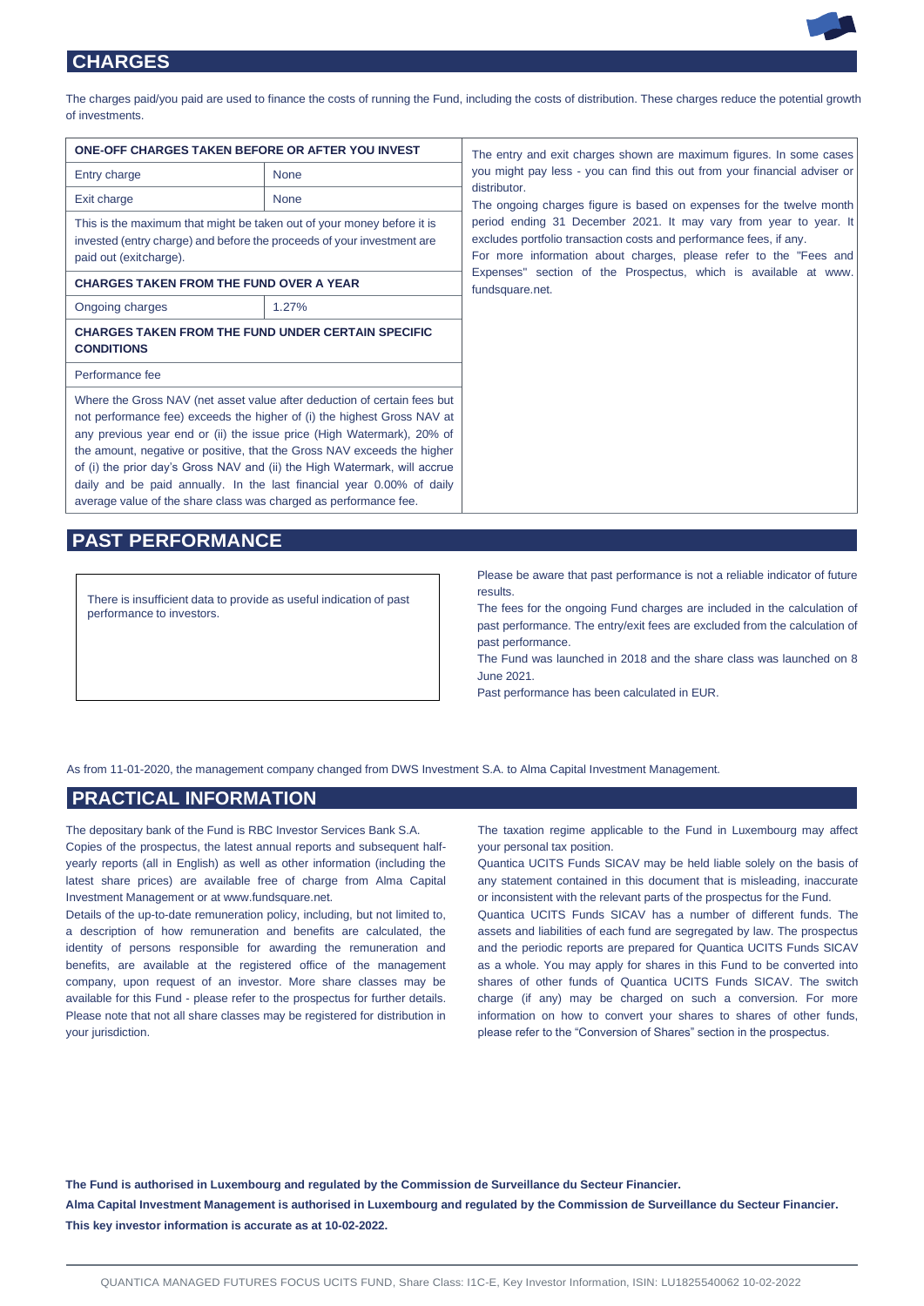## CHARGES

The charges paid/you paid are used to finance the costs of running the Fund, including the costs of distribution. These charges reduce the potential growth of investments.

| ONE-OFF CHARGES TAKEN BEFORE OR AFTER YOU INVEST | |
|---|---|
| Entry charge | None |
| Exit charge | None |
| This is the maximum that might be taken out of your money before it is invested (entry charge) and before the proceeds of your investment are paid out (exit charge). | |
| **CHARGES TAKEN FROM THE FUND OVER A YEAR** | |
| Ongoing charges | 1.27% |
| **CHARGES TAKEN FROM THE FUND UNDER CERTAIN SPECIFIC CONDITIONS** | |
| Performance fee | |
| Where the Gross NAV (net asset value after deduction of certain fees but not performance fee) exceeds the higher of (i) the highest Gross NAV at any previous year end or (ii) the issue price (High Watermark), 20% of the amount, negative or positive, that the Gross NAV exceeds the higher of (i) the prior day's Gross NAV and (ii) the High Watermark, will accrue daily and be paid annually. In the last financial year 0.00% of daily average value of the share class was charged as performance fee. | |

The entry and exit charges shown are maximum figures. In some cases you might pay less - you can find this out from your financial adviser or distributor.

The ongoing charges figure is based on expenses for the twelve month period ending 31 December 2021. It may vary from year to year. It excludes portfolio transaction costs and performance fees, if any.

For more information about charges, please refer to the "Fees and Expenses" section of the Prospectus, which is available at www.fundsquare.net.

## PAST PERFORMANCE

There is insufficient data to provide as useful indication of past performance to investors.

Please be aware that past performance is not a reliable indicator of future results.

The fees for the ongoing Fund charges are included in the calculation of past performance. The entry/exit fees are excluded from the calculation of past performance.

The Fund was launched in 2018 and the share class was launched on 8 June 2021.

Past performance has been calculated in EUR.

As from 11-01-2020, the management company changed from DWS Investment S.A. to Alma Capital Investment Management.

## PRACTICAL INFORMATION

The depositary bank of the Fund is RBC Investor Services Bank S.A.

Copies of the prospectus, the latest annual reports and subsequent half-yearly reports (all in English) as well as other information (including the latest share prices) are available free of charge from Alma Capital Investment Management or at www.fundsquare.net.

Details of the up-to-date remuneration policy, including, but not limited to, a description of how remuneration and benefits are calculated, the identity of persons responsible for awarding the remuneration and benefits, are available at the registered office of the management company, upon request of an investor. More share classes may be available for this Fund - please refer to the prospectus for further details. Please note that not all share classes may be registered for distribution in your jurisdiction.

The taxation regime applicable to the Fund in Luxembourg may affect your personal tax position.

Quantica UCITS Funds SICAV may be held liable solely on the basis of any statement contained in this document that is misleading, inaccurate or inconsistent with the relevant parts of the prospectus for the Fund.

Quantica UCITS Funds SICAV has a number of different funds. The assets and liabilities of each fund are segregated by law. The prospectus and the periodic reports are prepared for Quantica UCITS Funds SICAV as a whole. You may apply for shares in this Fund to be converted into shares of other funds of Quantica UCITS Funds SICAV. The switch charge (if any) may be charged on such a conversion. For more information on how to convert your shares to shares of other funds, please refer to the "Conversion of Shares" section in the prospectus.

**The Fund is authorised in Luxembourg and regulated by the Commission de Surveillance du Secteur Financier.**

**Alma Capital Investment Management is authorised in Luxembourg and regulated by the Commission de Surveillance du Secteur Financier.**

**This key investor information is accurate as at 10-02-2022.**